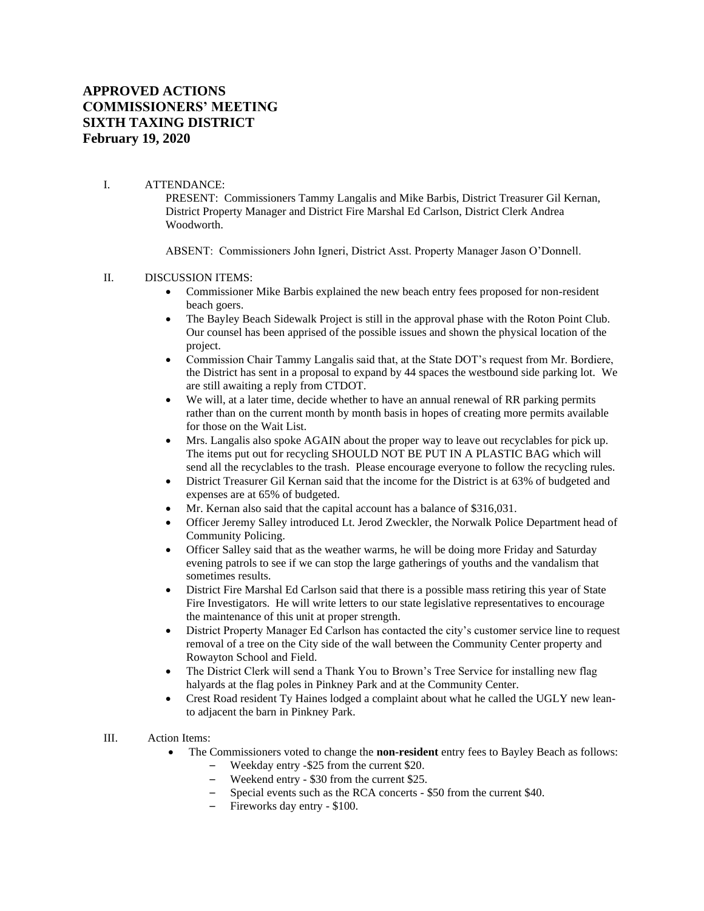# APPROVED ACTIONS
# COMMISSIONERS' MEETING
# SIXTH TAXING DISTRICT
# February 19, 2020

I. ATTENDANCE:

PRESENT: Commissioners Tammy Langalis and Mike Barbis, District Treasurer Gil Kernan, District Property Manager and District Fire Marshal Ed Carlson, District Clerk Andrea Woodworth.

ABSENT: Commissioners John Igneri, District Asst. Property Manager Jason O'Donnell.

II. DISCUSSION ITEMS:

- Commissioner Mike Barbis explained the new beach entry fees proposed for non-resident beach goers.
- The Bayley Beach Sidewalk Project is still in the approval phase with the Roton Point Club. Our counsel has been apprised of the possible issues and shown the physical location of the project.
- Commission Chair Tammy Langalis said that, at the State DOT's request from Mr. Bordiere, the District has sent in a proposal to expand by 44 spaces the westbound side parking lot. We are still awaiting a reply from CTDOT.
- We will, at a later time, decide whether to have an annual renewal of RR parking permits rather than on the current month by month basis in hopes of creating more permits available for those on the Wait List.
- Mrs. Langalis also spoke AGAIN about the proper way to leave out recyclables for pick up. The items put out for recycling SHOULD NOT BE PUT IN A PLASTIC BAG which will send all the recyclables to the trash. Please encourage everyone to follow the recycling rules.
- District Treasurer Gil Kernan said that the income for the District is at 63% of budgeted and expenses are at 65% of budgeted.
- Mr. Kernan also said that the capital account has a balance of $316,031.
- Officer Jeremy Salley introduced Lt. Jerod Zweckler, the Norwalk Police Department head of Community Policing.
- Officer Salley said that as the weather warms, he will be doing more Friday and Saturday evening patrols to see if we can stop the large gatherings of youths and the vandalism that sometimes results.
- District Fire Marshal Ed Carlson said that there is a possible mass retiring this year of State Fire Investigators. He will write letters to our state legislative representatives to encourage the maintenance of this unit at proper strength.
- District Property Manager Ed Carlson has contacted the city's customer service line to request removal of a tree on the City side of the wall between the Community Center property and Rowayton School and Field.
- The District Clerk will send a Thank You to Brown's Tree Service for installing new flag halyards at the flag poles in Pinkney Park and at the Community Center.
- Crest Road resident Ty Haines lodged a complaint about what he called the UGLY new lean-to adjacent the barn in Pinkney Park.

III. Action Items:

- The Commissioners voted to change the **non-resident** entry fees to Bayley Beach as follows:
  - Weekday entry -$25 from the current $20.
  - Weekend entry - $30 from the current $25.
  - Special events such as the RCA concerts - $50 from the current $40.
  - Fireworks day entry - $100.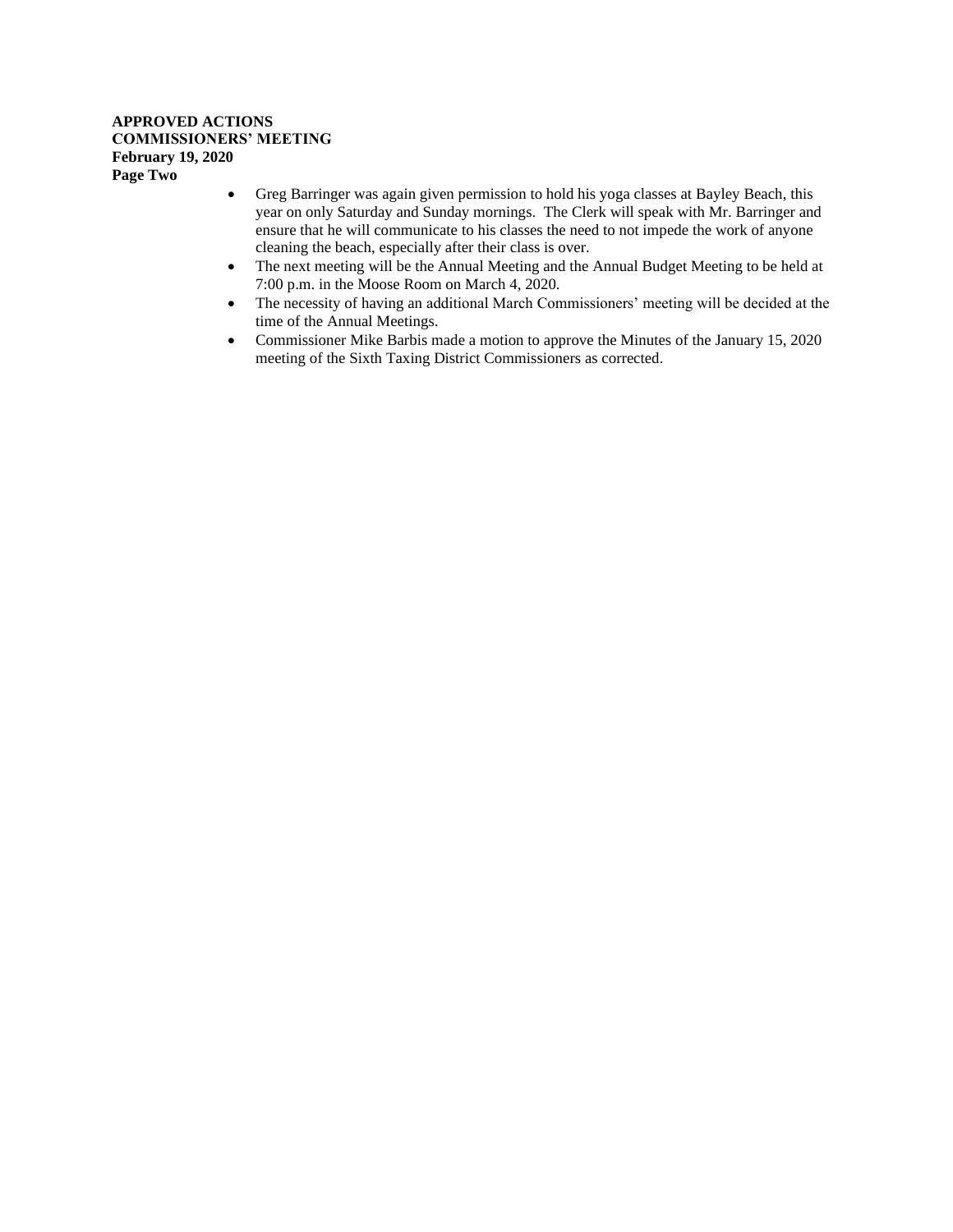**APPROVED ACTIONS**
**COMMISSIONERS' MEETING**
**February 19, 2020**
**Page Two**

- Greg Barringer was again given permission to hold his yoga classes at Bayley Beach, this year on only Saturday and Sunday mornings. The Clerk will speak with Mr. Barringer and ensure that he will communicate to his classes the need to not impede the work of anyone cleaning the beach, especially after their class is over.
- The next meeting will be the Annual Meeting and the Annual Budget Meeting to be held at 7:00 p.m. in the Moose Room on March 4, 2020.
- The necessity of having an additional March Commissioners' meeting will be decided at the time of the Annual Meetings.
- Commissioner Mike Barbis made a motion to approve the Minutes of the January 15, 2020 meeting of the Sixth Taxing District Commissioners as corrected.